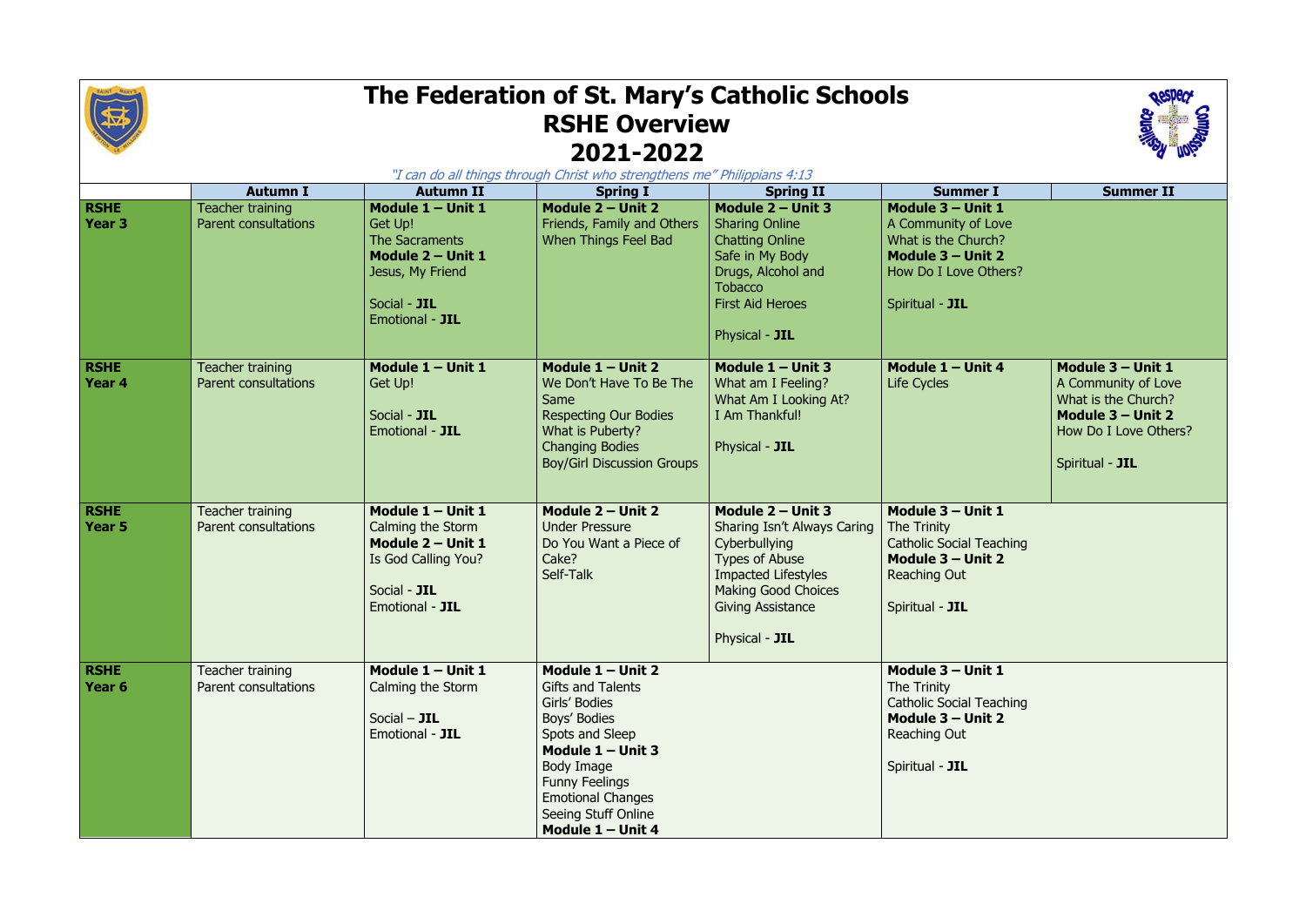# The Federation of St. Mary's Catholic Schools
## RSHE Overview
## 2021-2022

*"I can do all things through Christ who strengthens me" Philippians 4:13*

| | Autumn I | Autumn II | Spring I | Spring II | Summer I | Summer II |
|---|---|---|---|---|---|---|
| **RSHE Year 3** | Teacher training<br>Parent consultations | **Module 1 – Unit 1**<br>Get Up!<br>The Sacraments<br>**Module 2 – Unit 1**<br>Jesus, My Friend<br><br>Social - **JIL**<br>Emotional - **JIL** | **Module 2 – Unit 2**<br>Friends, Family and Others<br>When Things Feel Bad | **Module 2 – Unit 3**<br>Sharing Online<br>Chatting Online<br>Safe in My Body<br>Drugs, Alcohol and Tobacco<br>First Aid Heroes<br><br>Physical - **JIL** | **Module 3 – Unit 1**<br>A Community of Love<br>What is the Church?<br>**Module 3 – Unit 2**<br>How Do I Love Others?<br><br>Spiritual - **JIL** | |
| **RSHE Year 4** | Teacher training<br>Parent consultations | **Module 1 – Unit 1**<br>Get Up!<br><br>Social - **JIL**<br>Emotional - **JIL** | **Module 1 – Unit 2**<br>We Don't Have To Be The Same<br>Respecting Our Bodies<br>What is Puberty?<br>Changing Bodies<br>Boy/Girl Discussion Groups | **Module 1 – Unit 3**<br>What am I Feeling?<br>What Am I Looking At?<br>I Am Thankful!<br><br>Physical - **JIL** | **Module 1 – Unit 4**<br>Life Cycles | **Module 3 – Unit 1**<br>A Community of Love<br>What is the Church?<br>**Module 3 – Unit 2**<br>How Do I Love Others?<br><br>Spiritual - **JIL** |
| **RSHE Year 5** | Teacher training<br>Parent consultations | **Module 1 – Unit 1**<br>Calming the Storm<br>**Module 2 – Unit 1**<br>Is God Calling You?<br><br>Social - **JIL**<br>Emotional - **JIL** | **Module 2 – Unit 2**<br>Under Pressure<br>Do You Want a Piece of Cake?<br>Self-Talk | **Module 2 – Unit 3**<br>Sharing Isn't Always Caring<br>Cyberbullying<br>Types of Abuse<br>Impacted Lifestyles<br>Making Good Choices<br>Giving Assistance<br><br>Physical - **JIL** | **Module 3 – Unit 1**<br>The Trinity<br>Catholic Social Teaching<br>**Module 3 – Unit 2**<br>Reaching Out<br><br>Spiritual - **JIL** | |
| **RSHE Year 6** | Teacher training<br>Parent consultations | **Module 1 – Unit 1**<br>Calming the Storm<br><br>Social – **JIL**<br>Emotional - **JIL** | **Module 1 – Unit 2**<br>Gifts and Talents<br>Girls' Bodies<br>Boys' Bodies<br>Spots and Sleep<br>**Module 1 – Unit 3**<br>Body Image<br>Funny Feelings<br>Emotional Changes<br>Seeing Stuff Online<br>**Module 1 – Unit 4** | | **Module 3 – Unit 1**<br>The Trinity<br>Catholic Social Teaching<br>**Module 3 – Unit 2**<br>Reaching Out<br><br>Spiritual - **JIL** | |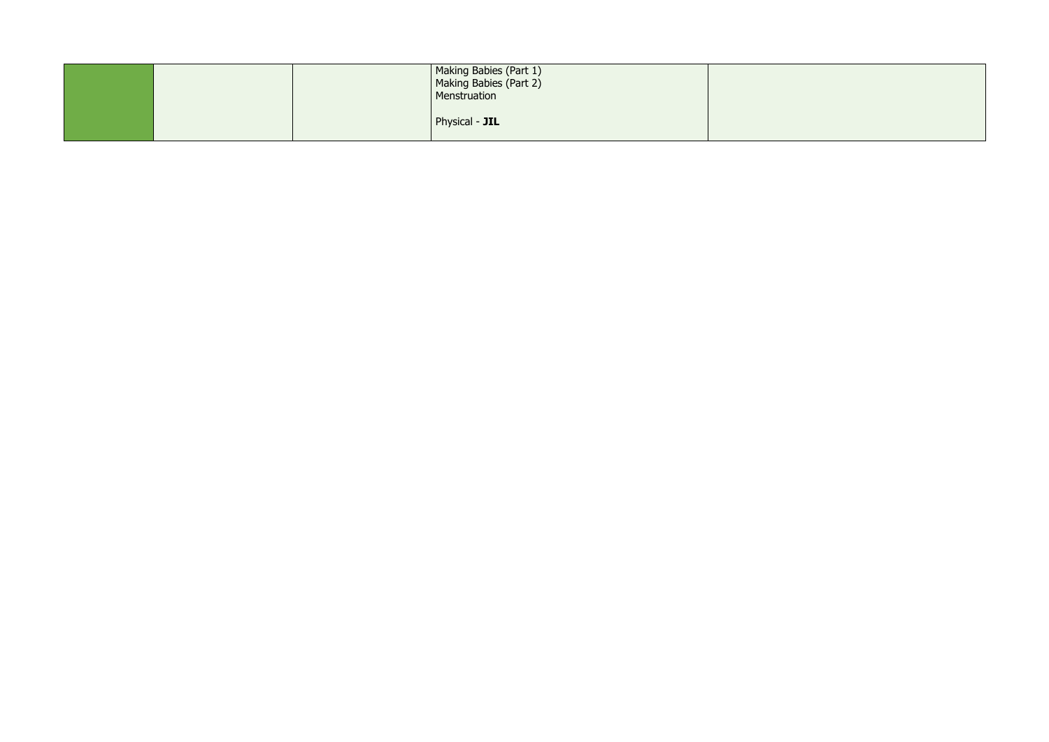| | | | | |
|---|---|---|---|---|
| | | | Making Babies (Part 1)<br>Making Babies (Part 2)<br>Menstruation<br><br>Physical - **JIL** | |